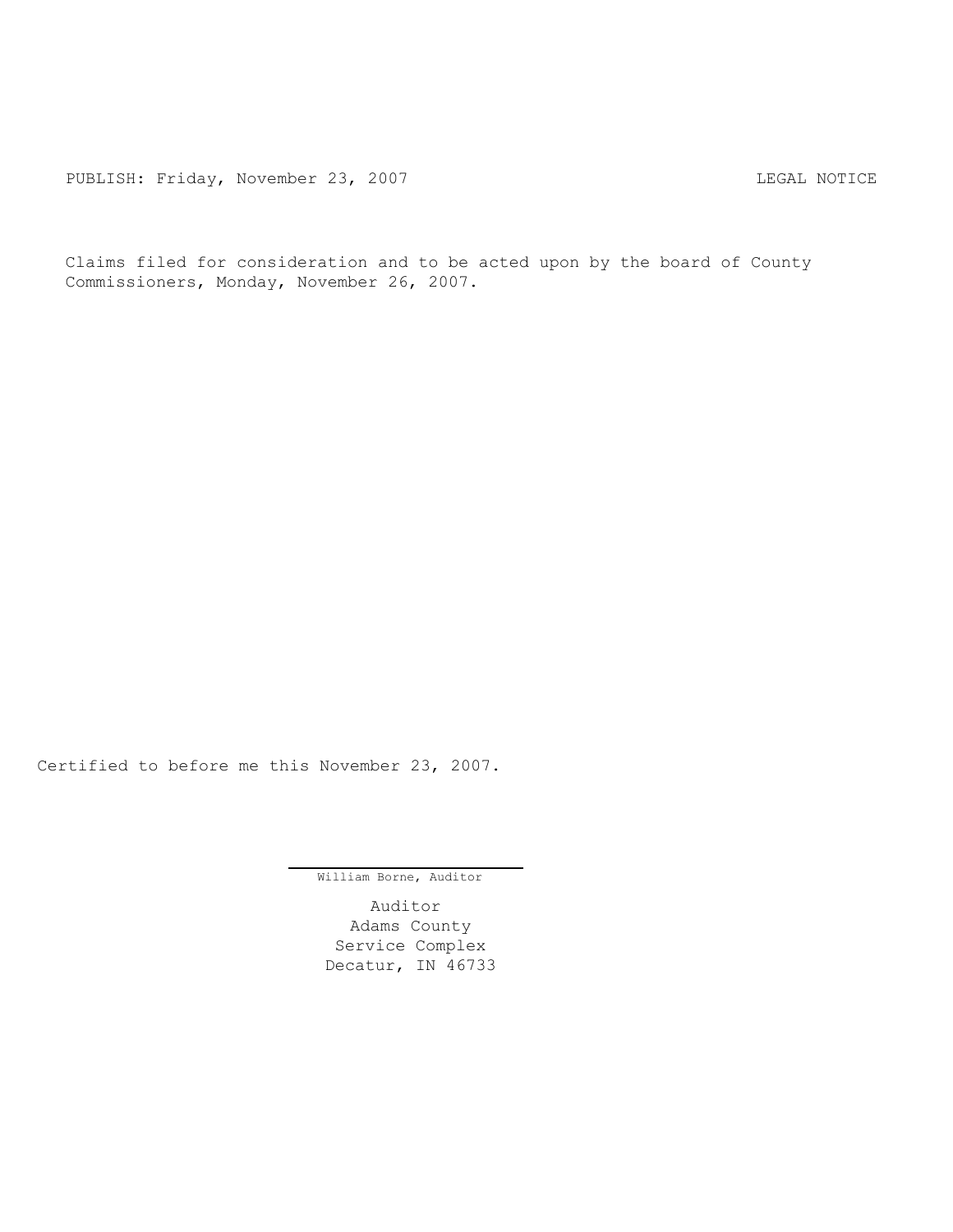PUBLISH: Friday, November 23, 2007 LEGAL NOTICE

Claims filed for consideration and to be acted upon by the board of County Commissioners, Monday, November 26, 2007.

Certified to before me this November 23, 2007.

William Borne, Auditor

Auditor
Adams County
Service Complex
Decatur, IN 46733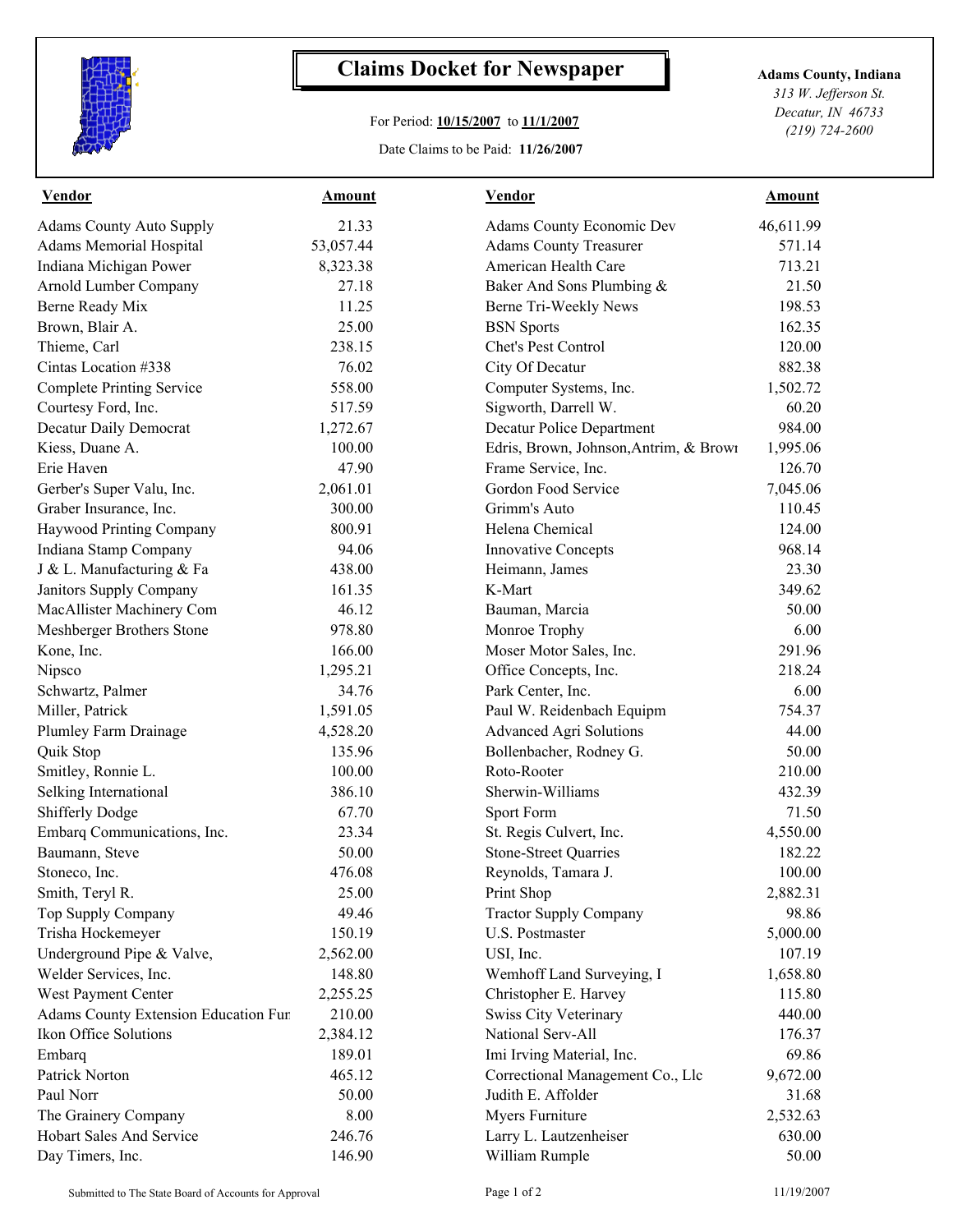# Claims Docket for Newspaper

For Period: **10/15/2007** to **11/1/2007**

Date Claims to be Paid: **11/26/2007**

**Adams County, Indiana**
*313 W. Jefferson St.*
*Decatur, IN 46733*
*(219) 724-2600*

| Vendor | Amount | Vendor | Amount |
|---|---|---|---|
| Adams County Auto Supply | 21.33 | Adams County Economic Dev | 46,611.99 |
| Adams Memorial Hospital | 53,057.44 | Adams County Treasurer | 571.14 |
| Indiana Michigan Power | 8,323.38 | American Health Care | 713.21 |
| Arnold Lumber Company | 27.18 | Baker And Sons Plumbing & | 21.50 |
| Berne Ready Mix | 11.25 | Berne Tri-Weekly News | 198.53 |
| Brown, Blair A. | 25.00 | BSN Sports | 162.35 |
| Thieme, Carl | 238.15 | Chet's Pest Control | 120.00 |
| Cintas Location #338 | 76.02 | City Of Decatur | 882.38 |
| Complete Printing Service | 558.00 | Computer Systems, Inc. | 1,502.72 |
| Courtesy Ford, Inc. | 517.59 | Sigworth, Darrell W. | 60.20 |
| Decatur Daily Democrat | 1,272.67 | Decatur Police Department | 984.00 |
| Kiess, Duane A. | 100.00 | Edris, Brown, Johnson,Antrim, & Browr | 1,995.06 |
| Erie Haven | 47.90 | Frame Service, Inc. | 126.70 |
| Gerber's Super Valu, Inc. | 2,061.01 | Gordon Food Service | 7,045.06 |
| Graber Insurance, Inc. | 300.00 | Grimm's Auto | 110.45 |
| Haywood Printing Company | 800.91 | Helena Chemical | 124.00 |
| Indiana Stamp Company | 94.06 | Innovative Concepts | 968.14 |
| J & L. Manufacturing & Fa | 438.00 | Heimann, James | 23.30 |
| Janitors Supply Company | 161.35 | K-Mart | 349.62 |
| MacAllister Machinery Com | 46.12 | Bauman, Marcia | 50.00 |
| Meshberger Brothers Stone | 978.80 | Monroe Trophy | 6.00 |
| Kone, Inc. | 166.00 | Moser Motor Sales, Inc. | 291.96 |
| Nipsco | 1,295.21 | Office Concepts, Inc. | 218.24 |
| Schwartz, Palmer | 34.76 | Park Center, Inc. | 6.00 |
| Miller, Patrick | 1,591.05 | Paul W. Reidenbach Equipm | 754.37 |
| Plumley Farm Drainage | 4,528.20 | Advanced Agri Solutions | 44.00 |
| Quik Stop | 135.96 | Bollenbacher, Rodney G. | 50.00 |
| Smitley, Ronnie L. | 100.00 | Roto-Rooter | 210.00 |
| Selking International | 386.10 | Sherwin-Williams | 432.39 |
| Shifferly Dodge | 67.70 | Sport Form | 71.50 |
| Embarq Communications, Inc. | 23.34 | St. Regis Culvert, Inc. | 4,550.00 |
| Baumann, Steve | 50.00 | Stone-Street Quarries | 182.22 |
| Stoneco, Inc. | 476.08 | Reynolds, Tamara J. | 100.00 |
| Smith, Teryl R. | 25.00 | Print Shop | 2,882.31 |
| Top Supply Company | 49.46 | Tractor Supply Company | 98.86 |
| Trisha Hockemeyer | 150.19 | U.S. Postmaster | 5,000.00 |
| Underground Pipe & Valve, | 2,562.00 | USI, Inc. | 107.19 |
| Welder Services, Inc. | 148.80 | Wemhoff Land Surveying, I | 1,658.80 |
| West Payment Center | 2,255.25 | Christopher E. Harvey | 115.80 |
| Adams County Extension Education Fur | 210.00 | Swiss City Veterinary | 440.00 |
| Ikon Office Solutions | 2,384.12 | National Serv-All | 176.37 |
| Embarq | 189.01 | Imi Irving Material, Inc. | 69.86 |
| Patrick Norton | 465.12 | Correctional Management Co., Llc | 9,672.00 |
| Paul Norr | 50.00 | Judith E. Affolder | 31.68 |
| The Grainery Company | 8.00 | Myers Furniture | 2,532.63 |
| Hobart Sales And Service | 246.76 | Larry L. Lautzenheiser | 630.00 |
| Day Timers, Inc. | 146.90 | William Rumple | 50.00 |

Submitted to The State Board of Accounts for Approval

11/19/2007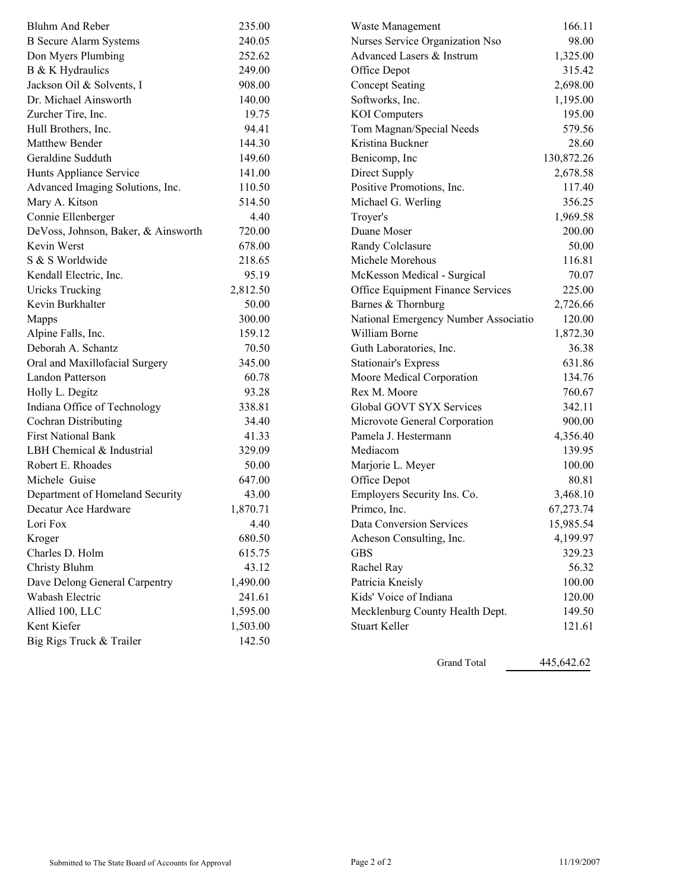| | |
|---|---|
| Bluhm And Reber | 235.00 |
| B Secure Alarm Systems | 240.05 |
| Don Myers Plumbing | 252.62 |
| B & K Hydraulics | 249.00 |
| Jackson Oil & Solvents, I | 908.00 |
| Dr. Michael Ainsworth | 140.00 |
| Zurcher Tire, Inc. | 19.75 |
| Hull Brothers, Inc. | 94.41 |
| Matthew Bender | 144.30 |
| Geraldine Sudduth | 149.60 |
| Hunts Appliance Service | 141.00 |
| Advanced Imaging Solutions, Inc. | 110.50 |
| Mary A. Kitson | 514.50 |
| Connie Ellenberger | 4.40 |
| DeVoss, Johnson, Baker, & Ainsworth | 720.00 |
| Kevin Werst | 678.00 |
| S & S Worldwide | 218.65 |
| Kendall Electric, Inc. | 95.19 |
| Uricks Trucking | 2,812.50 |
| Kevin Burkhalter | 50.00 |
| Mapps | 300.00 |
| Alpine Falls, Inc. | 159.12 |
| Deborah A. Schantz | 70.50 |
| Oral and Maxillofacial Surgery | 345.00 |
| Landon Patterson | 60.78 |
| Holly L. Degitz | 93.28 |
| Indiana Office of Technology | 338.81 |
| Cochran Distributing | 34.40 |
| First National Bank | 41.33 |
| LBH Chemical & Industrial | 329.09 |
| Robert E. Rhoades | 50.00 |
| Michele Guise | 647.00 |
| Department of Homeland Security | 43.00 |
| Decatur Ace Hardware | 1,870.71 |
| Lori Fox | 4.40 |
| Kroger | 680.50 |
| Charles D. Holm | 615.75 |
| Christy Bluhm | 43.12 |
| Dave Delong General Carpentry | 1,490.00 |
| Wabash Electric | 241.61 |
| Allied 100, LLC | 1,595.00 |
| Kent Kiefer | 1,503.00 |
| Big Rigs Truck & Trailer | 142.50 |
| Waste Management | 166.11 |
| Nurses Service Organization Nso | 98.00 |
| Advanced Lasers & Instrum | 1,325.00 |
| Office Depot | 315.42 |
| Concept Seating | 2,698.00 |
| Softworks, Inc. | 1,195.00 |
| KOI Computers | 195.00 |
| Tom Magnan/Special Needs | 579.56 |
| Kristina Buckner | 28.60 |
| Benicomp, Inc | 130,872.26 |
| Direct Supply | 2,678.58 |
| Positive Promotions, Inc. | 117.40 |
| Michael G. Werling | 356.25 |
| Troyer's | 1,969.58 |
| Duane Moser | 200.00 |
| Randy Colclasure | 50.00 |
| Michele Morehous | 116.81 |
| McKesson Medical - Surgical | 70.07 |
| Office Equipment Finance Services | 225.00 |
| Barnes & Thornburg | 2,726.66 |
| National Emergency Number Associatio | 120.00 |
| William Borne | 1,872.30 |
| Guth Laboratories, Inc. | 36.38 |
| Stationair's Express | 631.86 |
| Moore Medical Corporation | 134.76 |
| Rex M. Moore | 760.67 |
| Global GOVT SYX Services | 342.11 |
| Microvote General Corporation | 900.00 |
| Pamela J. Hestermann | 4,356.40 |
| Mediacom | 139.95 |
| Marjorie L. Meyer | 100.00 |
| Office Depot | 80.81 |
| Employers Security Ins. Co. | 3,468.10 |
| Primco, Inc. | 67,273.74 |
| Data Conversion Services | 15,985.54 |
| Acheson Consulting, Inc. | 4,199.97 |
| GBS | 329.23 |
| Rachel Ray | 56.32 |
| Patricia Kneisly | 100.00 |
| Kids' Voice of Indiana | 120.00 |
| Mecklenburg County Health Dept. | 149.50 |
| Stuart Keller | 121.61 |
| Grand Total | 445,642.62 |

Submitted to The State Board of Accounts for Approval

11/19/2007